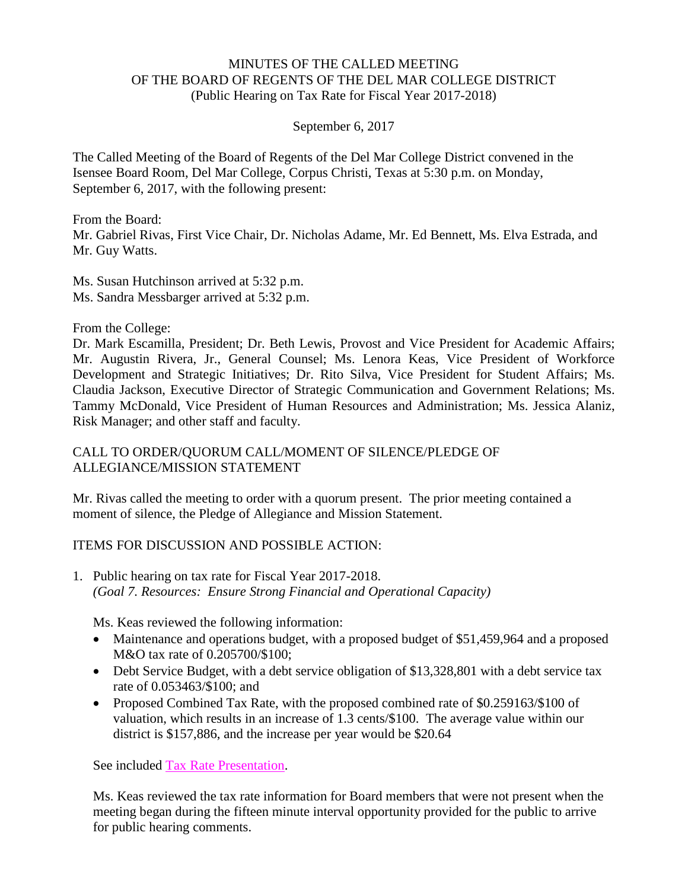MINUTES OF THE CALLED MEETING
OF THE BOARD OF REGENTS OF THE DEL MAR COLLEGE DISTRICT
(Public Hearing on Tax Rate for Fiscal Year 2017-2018)

September 6, 2017

The Called Meeting of the Board of Regents of the Del Mar College District convened in the Isensee Board Room, Del Mar College, Corpus Christi, Texas at 5:30 p.m. on Monday, September 6, 2017, with the following present:

From the Board:
Mr. Gabriel Rivas, First Vice Chair, Dr. Nicholas Adame, Mr. Ed Bennett, Ms. Elva Estrada, and Mr. Guy Watts.

Ms. Susan Hutchinson arrived at 5:32 p.m.
Ms. Sandra Messbarger arrived at 5:32 p.m.

From the College:
Dr. Mark Escamilla, President; Dr. Beth Lewis, Provost and Vice President for Academic Affairs; Mr. Augustin Rivera, Jr., General Counsel; Ms. Lenora Keas, Vice President of Workforce Development and Strategic Initiatives; Dr. Rito Silva, Vice President for Student Affairs; Ms. Claudia Jackson, Executive Director of Strategic Communication and Government Relations; Ms. Tammy McDonald, Vice President of Human Resources and Administration; Ms. Jessica Alaniz, Risk Manager; and other staff and faculty.

CALL TO ORDER/QUORUM CALL/MOMENT OF SILENCE/PLEDGE OF ALLEGIANCE/MISSION STATEMENT

Mr. Rivas called the meeting to order with a quorum present. The prior meeting contained a moment of silence, the Pledge of Allegiance and Mission Statement.

ITEMS FOR DISCUSSION AND POSSIBLE ACTION:

1. Public hearing on tax rate for Fiscal Year 2017-2018.
   *(Goal 7. Resources: Ensure Strong Financial and Operational Capacity)*

   Ms. Keas reviewed the following information:
   - Maintenance and operations budget, with a proposed budget of $51,459,964 and a proposed M&O tax rate of 0.205700/$100;
   - Debt Service Budget, with a debt service obligation of $13,328,801 with a debt service tax rate of 0.053463/$100; and
   - Proposed Combined Tax Rate, with the proposed combined rate of $0.259163/$100 of valuation, which results in an increase of 1.3 cents/$100. The average value within our district is $157,886, and the increase per year would be $20.64

   See included Tax Rate Presentation.

   Ms. Keas reviewed the tax rate information for Board members that were not present when the meeting began during the fifteen minute interval opportunity provided for the public to arrive for public hearing comments.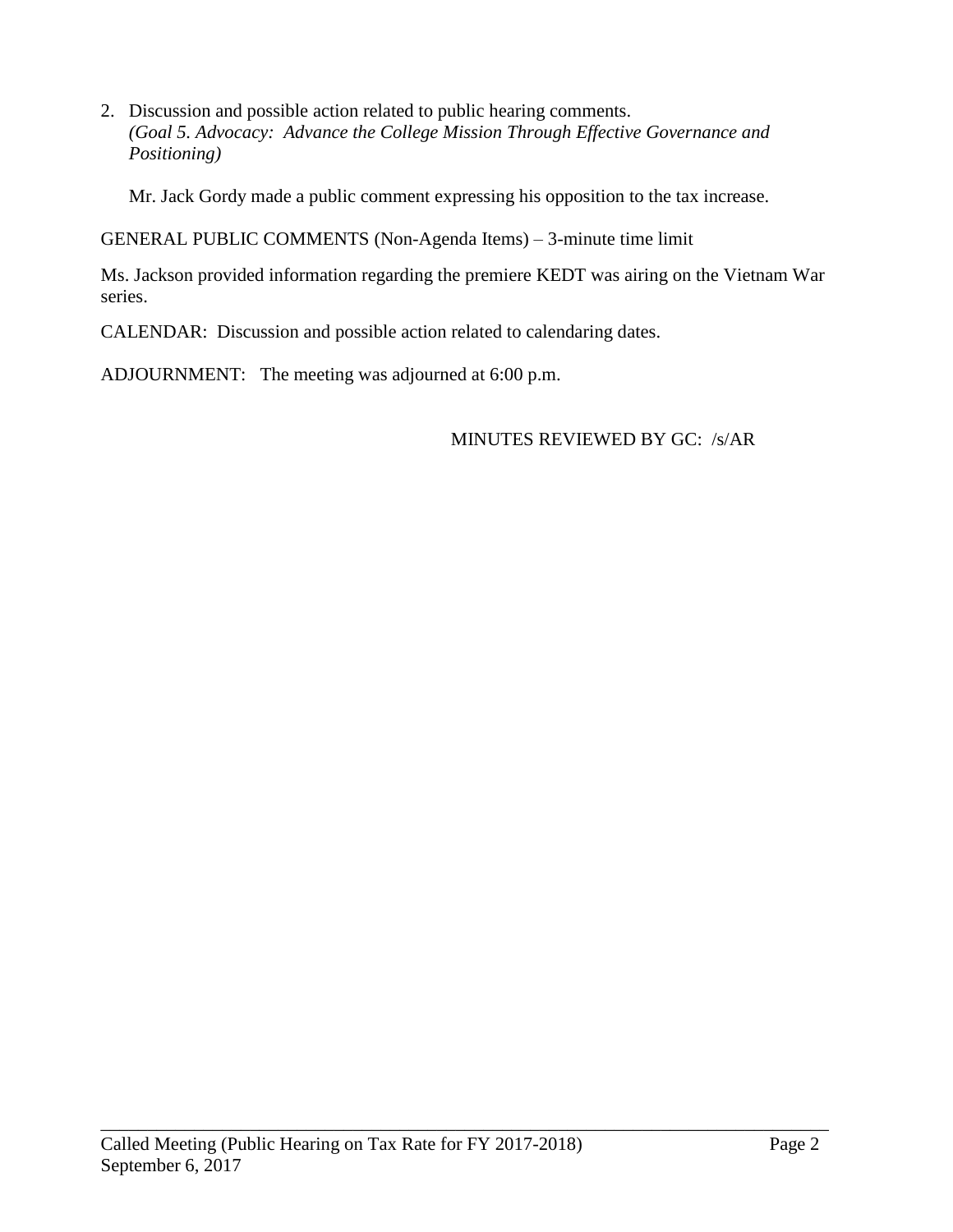2. Discussion and possible action related to public hearing comments.
   *(Goal 5. Advocacy: Advance the College Mission Through Effective Governance and Positioning)*

   Mr. Jack Gordy made a public comment expressing his opposition to the tax increase.

GENERAL PUBLIC COMMENTS (Non-Agenda Items) – 3-minute time limit

Ms. Jackson provided information regarding the premiere KEDT was airing on the Vietnam War series.

CALENDAR: Discussion and possible action related to calendaring dates.

ADJOURNMENT: The meeting was adjourned at 6:00 p.m.

MINUTES REVIEWED BY GC: /s/AR